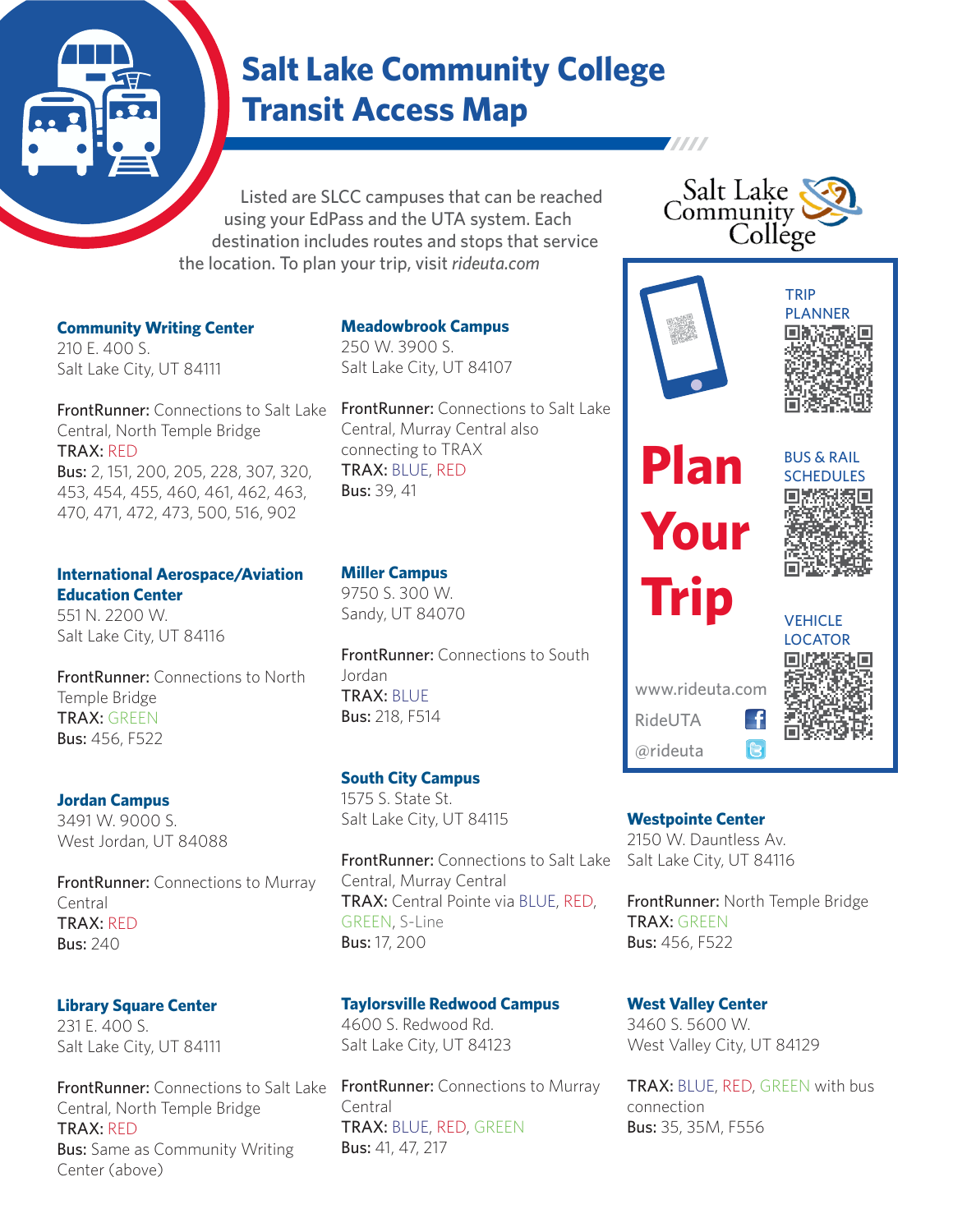# Salt Lake Community College Transit Access Map

Listed are SLCC campuses that can be reached using your EdPass and the UTA system. Each destination includes routes and stops that service the location. To plan your trip, visit *rideuta.com*

### Community Writing Center
210 E. 400 S.
Salt Lake City, UT 84111

**FrontRunner:** Connections to Salt Lake Central, North Temple Bridge
**TRAX:** RED
**Bus:** 2, 151, 200, 205, 228, 307, 320, 453, 454, 455, 460, 461, 462, 463, 470, 471, 472, 473, 500, 516, 902

### International Aerospace/Aviation Education Center
551 N. 2200 W.
Salt Lake City, UT 84116

**FrontRunner:** Connections to North Temple Bridge
**TRAX:** GREEN
**Bus:** 456, F522

### Jordan Campus
3491 W. 9000 S.
West Jordan, UT 84088

**FrontRunner:** Connections to Murray Central
**TRAX:** RED
**Bus:** 240

### Library Square Center
231 E. 400 S.
Salt Lake City, UT 84111

**FrontRunner:** Connections to Salt Lake Central, North Temple Bridge
**TRAX:** RED
**Bus:** Same as Community Writing Center (above)

### Meadowbrook Campus
250 W. 3900 S.
Salt Lake City, UT 84107

**FrontRunner:** Connections to Salt Lake Central, Murray Central also connecting to TRAX
**TRAX:** BLUE, RED
**Bus:** 39, 41

### Miller Campus
9750 S. 300 W.
Sandy, UT 84070

**FrontRunner:** Connections to South Jordan
**TRAX:** BLUE
**Bus:** 218, F514

### South City Campus
1575 S. State St.
Salt Lake City, UT 84115

**FrontRunner:** Connections to Salt Lake Central, Murray Central
**TRAX:** Central Pointe via BLUE, RED, GREEN, S-Line
**Bus:** 17, 200

### Taylorsville Redwood Campus
4600 S. Redwood Rd.
Salt Lake City, UT 84123

**FrontRunner:** Connections to Murray Central
**TRAX:** BLUE, RED, GREEN
**Bus:** 41, 47, 217

## Plan Your Trip

TRIP PLANNER

BUS & RAIL SCHEDULES

VEHICLE LOCATOR

www.rideuta.com
RideUTA
@rideuta

### Westpointe Center
2150 W. Dauntless Av.
Salt Lake City, UT 84116

**FrontRunner:** North Temple Bridge
**TRAX:** GREEN
**Bus:** 456, F522

### West Valley Center
3460 S. 5600 W.
West Valley City, UT 84129

**TRAX:** BLUE, RED, GREEN with bus connection
**Bus:** 35, 35M, F556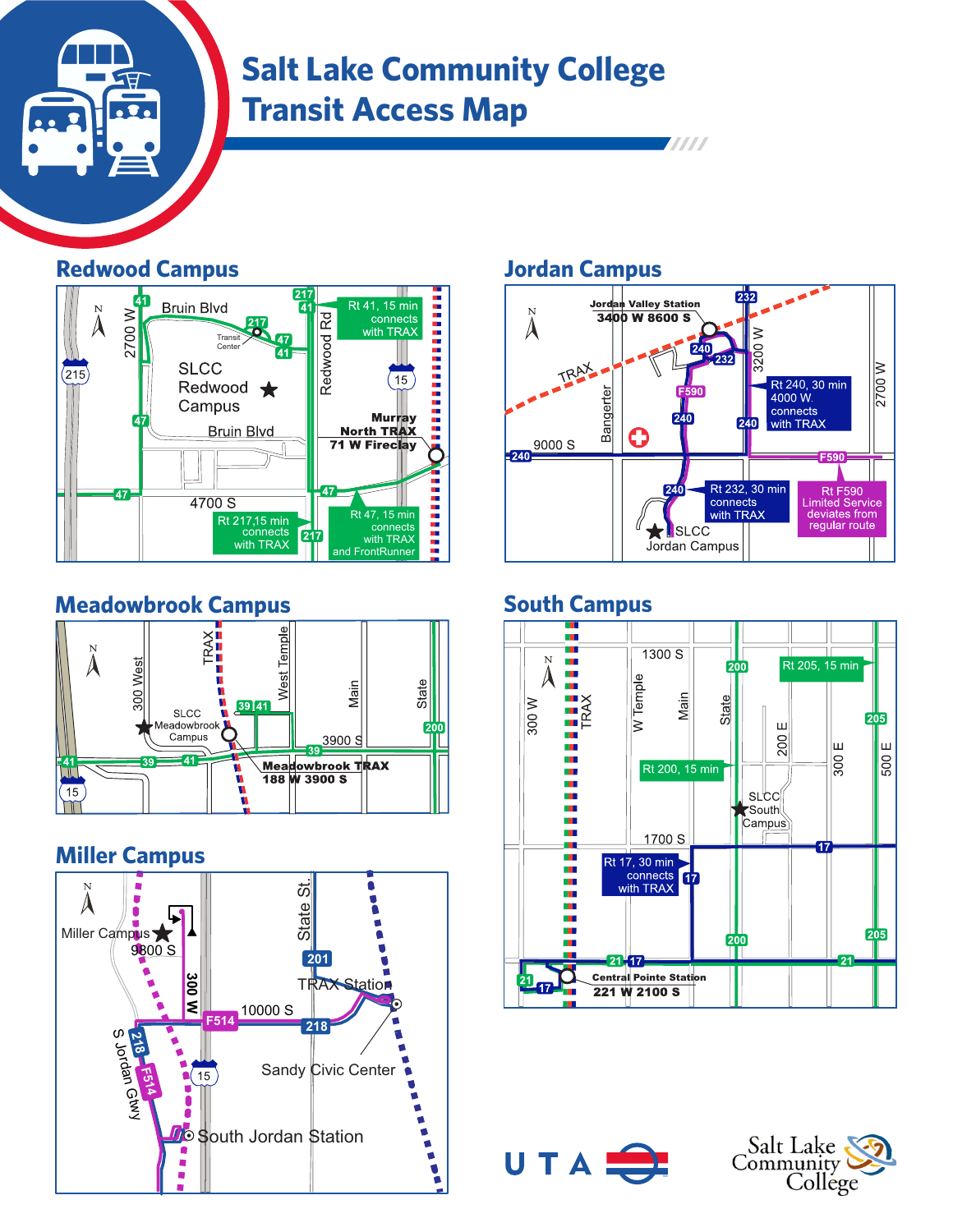# Salt Lake Community College Transit Access Map

## Redwood Campus

N

Bruin Blvd

2700 W

215

Transit Center

217

47

41

SLCC Redwood Campus

Bruin Blvd

Redwood Rd

Rt 41, 15 min connects with TRAX

15

Murray North TRAX 71 W Fireclay

4700 S

Rt 217,15 min connects with TRAX

Rt 47, 15 min connects with TRAX and FrontRunner

## Jordan Campus

N

Jordan Valley Station 3400 W 8600 S

232

240

TRAX

3200 W

F590

Bangerter

Rt 240, 30 min 4000 W. connects with TRAX

2700 W

9000 S

Rt 232, 30 min connects with TRAX

SLCC Jordan Campus

Rt F590 Limited Service deviates from regular route

## Meadowbrook Campus

N

300 West

TRAX

West Temple

Main

State

SLCC Meadowbrook Campus

39

41

200

3900 S

Meadowbrook TRAX 188 W 3900 S

15

## South Campus

N

300 W

TRAX

1300 S

W Temple

Main

State

200

Rt 205, 15 min

205

200 E

300 E

500 E

Rt 200, 15 min

SLCC South Campus

1700 S

17

Rt 17, 30 min connects with TRAX

21

Central Pointe Station 221 W 2100 S

## Miller Campus

N

Miller Campus

9800 S

300 W

State St.

201

TRAX Station

10000 S

F514

218

S Jordan Gtwy

15

Sandy Civic Center

South Jordan Station

UTA

Salt Lake Community College